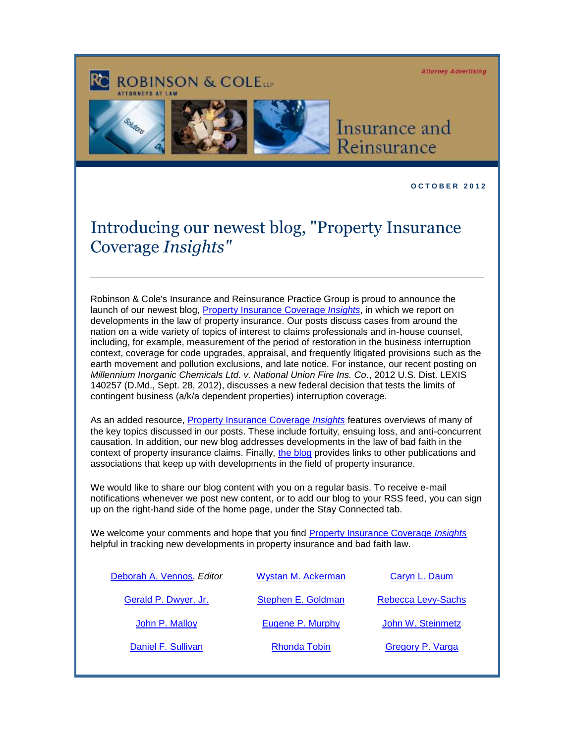ROBINSON & COLE LLP
ATTORNEYS AT LAW

Attorney Advertising

Insurance and Reinsurance

**OCTOBER 2012**

# Introducing our newest blog, "Property Insurance Coverage *Insights*"

---

Robinson & Cole's Insurance and Reinsurance Practice Group is proud to announce the launch of our newest blog, Property Insurance Coverage *Insights*, in which we report on developments in the law of property insurance. Our posts discuss cases from around the nation on a wide variety of topics of interest to claims professionals and in-house counsel, including, for example, measurement of the period of restoration in the business interruption context, coverage for code upgrades, appraisal, and frequently litigated provisions such as the earth movement and pollution exclusions, and late notice. For instance, our recent posting on *Millennium Inorganic Chemicals Ltd. v. National Union Fire Ins. Co*., 2012 U.S. Dist. LEXIS 140257 (D.Md., Sept. 28, 2012), discusses a new federal decision that tests the limits of contingent business (a/k/a dependent properties) interruption coverage.

As an added resource, Property Insurance Coverage *Insights* features overviews of many of the key topics discussed in our posts. These include fortuity, ensuing loss, and anti-concurrent causation. In addition, our new blog addresses developments in the law of bad faith in the context of property insurance claims. Finally, the blog provides links to other publications and associations that keep up with developments in the field of property insurance.

We would like to share our blog content with you on a regular basis. To receive e-mail notifications whenever we post new content, or to add our blog to your RSS feed, you can sign up on the right-hand side of the home page, under the Stay Connected tab.

We welcome your comments and hope that you find Property Insurance Coverage *Insights* helpful in tracking new developments in property insurance and bad faith law.

| | | |
|---|---|---|
| Deborah A. Vennos, *Editor* | Wystan M. Ackerman | Caryn L. Daum |
| Gerald P. Dwyer, Jr. | Stephen E. Goldman | Rebecca Levy-Sachs |
| John P. Malloy | Eugene P. Murphy | John W. Steinmetz |
| Daniel F. Sullivan | Rhonda Tobin | Gregory P. Varga |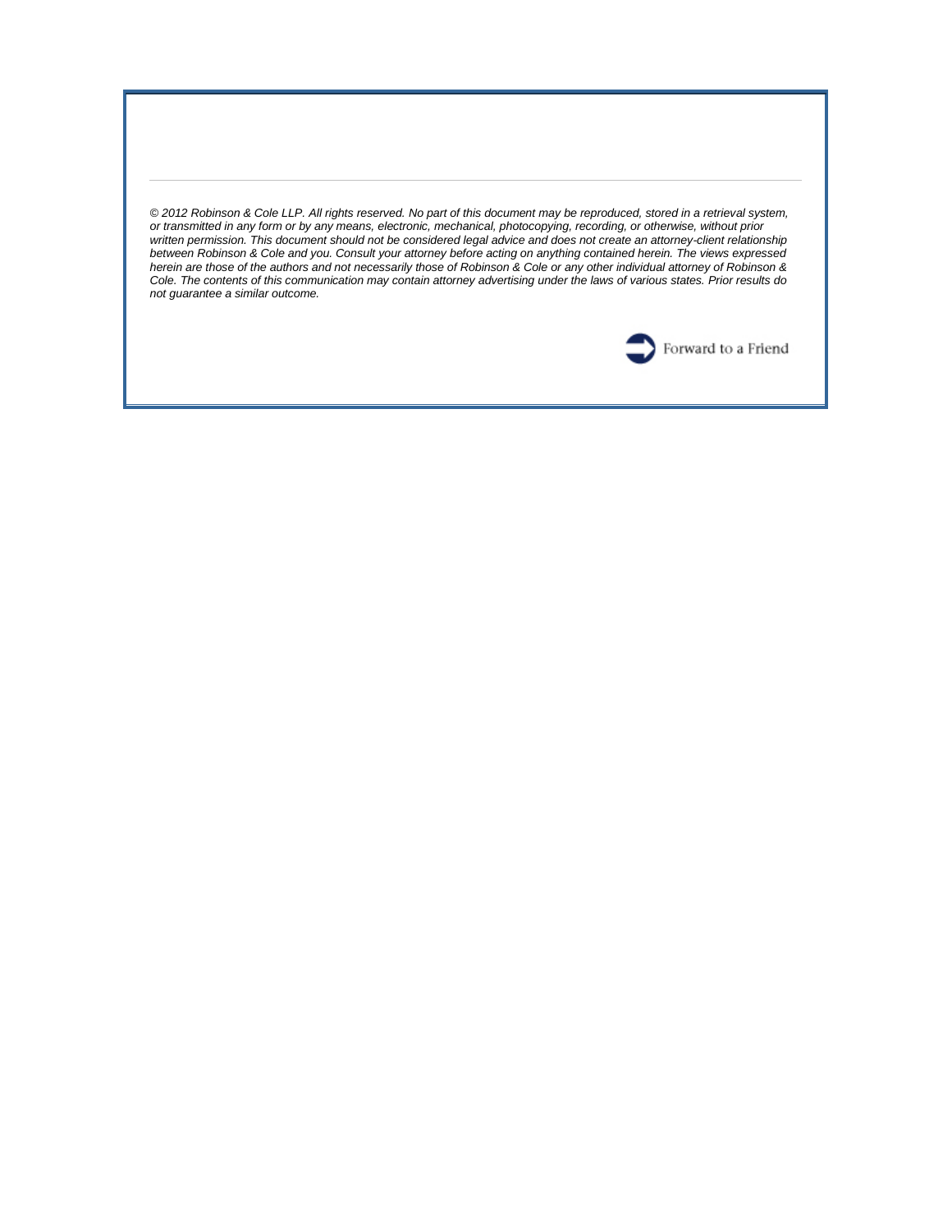*© 2012 Robinson & Cole LLP. All rights reserved. No part of this document may be reproduced, stored in a retrieval system, or transmitted in any form or by any means, electronic, mechanical, photocopying, recording, or otherwise, without prior written permission. This document should not be considered legal advice and does not create an attorney-client relationship between Robinson & Cole and you. Consult your attorney before acting on anything contained herein. The views expressed herein are those of the authors and not necessarily those of Robinson & Cole or any other individual attorney of Robinson & Cole. The contents of this communication may contain attorney advertising under the laws of various states. Prior results do not guarantee a similar outcome.*

Forward to a Friend